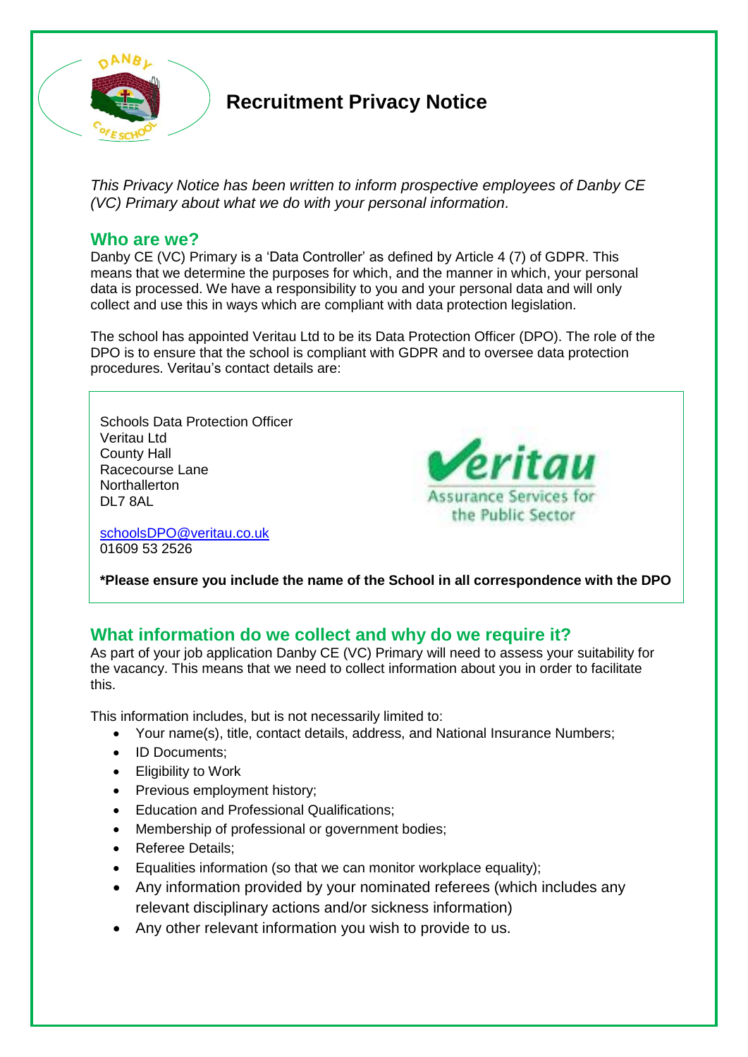# Recruitment Privacy Notice

*This Privacy Notice has been written to inform prospective employees of Danby CE (VC) Primary about what we do with your personal information.*

## Who are we?

Danby CE (VC) Primary is a 'Data Controller' as defined by Article 4 (7) of GDPR. This means that we determine the purposes for which, and the manner in which, your personal data is processed. We have a responsibility to you and your personal data and will only collect and use this in ways which are compliant with data protection legislation.

The school has appointed Veritau Ltd to be its Data Protection Officer (DPO). The role of the DPO is to ensure that the school is compliant with GDPR and to oversee data protection procedures. Veritau's contact details are:

Schools Data Protection Officer
Veritau Ltd
County Hall
Racecourse Lane
Northallerton
DL7 8AL

schoolsDPO@veritau.co.uk
01609 53 2526

**\*Please ensure you include the name of the School in all correspondence with the DPO**

## What information do we collect and why do we require it?

As part of your job application Danby CE (VC) Primary will need to assess your suitability for the vacancy. This means that we need to collect information about you in order to facilitate this.

This information includes, but is not necessarily limited to:

- Your name(s), title, contact details, address, and National Insurance Numbers;
- ID Documents;
- Eligibility to Work
- Previous employment history;
- Education and Professional Qualifications;
- Membership of professional or government bodies;
- Referee Details;
- Equalities information (so that we can monitor workplace equality);
- Any information provided by your nominated referees (which includes any relevant disciplinary actions and/or sickness information)
- Any other relevant information you wish to provide to us.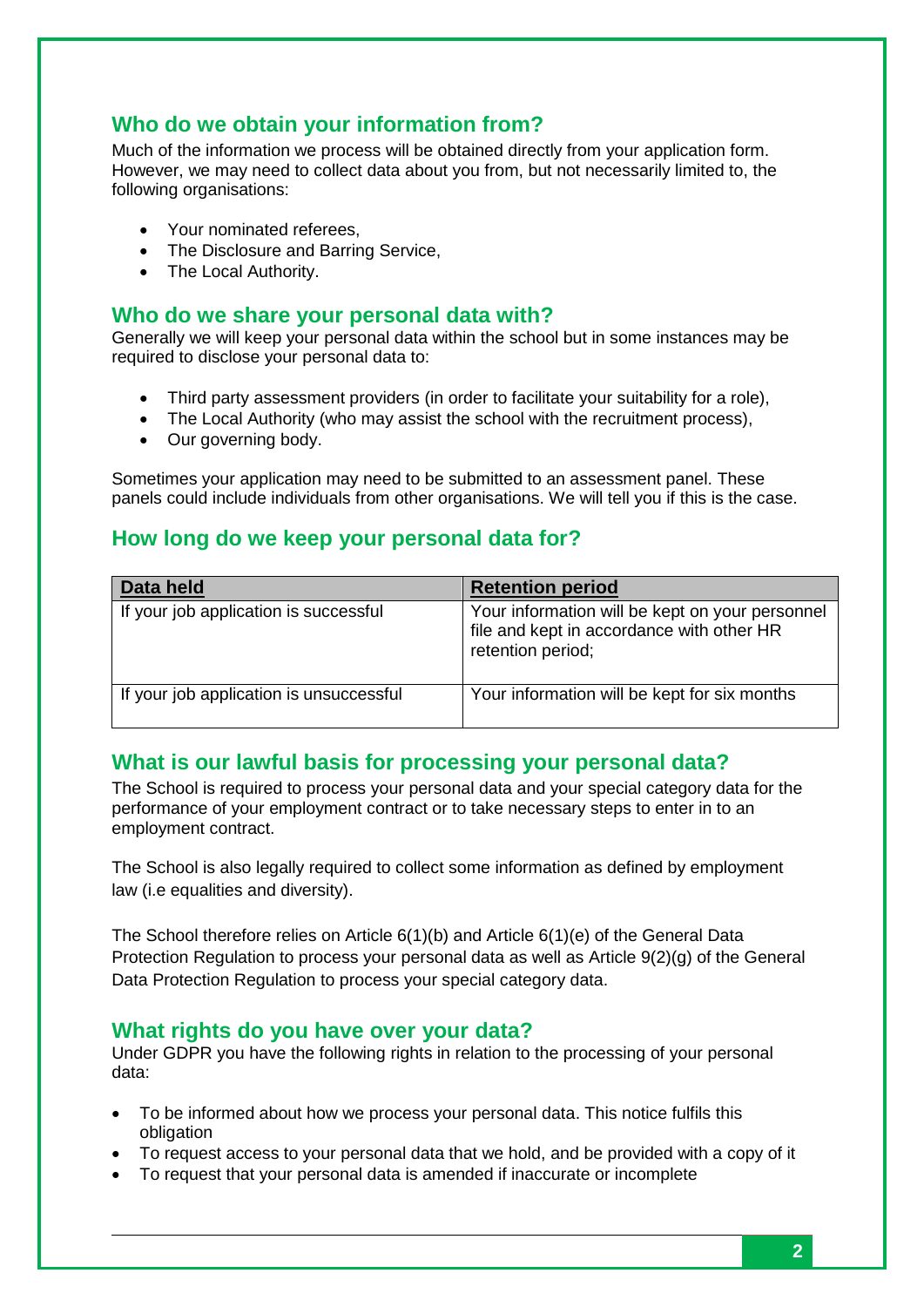## Who do we obtain your information from?

Much of the information we process will be obtained directly from your application form. However, we may need to collect data about you from, but not necessarily limited to, the following organisations:

- Your nominated referees,
- The Disclosure and Barring Service,
- The Local Authority.

## Who do we share your personal data with?

Generally we will keep your personal data within the school but in some instances may be required to disclose your personal data to:

- Third party assessment providers (in order to facilitate your suitability for a role),
- The Local Authority (who may assist the school with the recruitment process),
- Our governing body.

Sometimes your application may need to be submitted to an assessment panel. These panels could include individuals from other organisations. We will tell you if this is the case.

## How long do we keep your personal data for?

| Data held | Retention period |
| --- | --- |
| If your job application is successful | Your information will be kept on your personnel file and kept in accordance with other HR retention period; |
| If your job application is unsuccessful | Your information will be kept for six months |

## What is our lawful basis for processing your personal data?

The School is required to process your personal data and your special category data for the performance of your employment contract or to take necessary steps to enter in to an employment contract.

The School is also legally required to collect some information as defined by employment law (i.e equalities and diversity).

The School therefore relies on Article 6(1)(b) and Article 6(1)(e) of the General Data Protection Regulation to process your personal data as well as Article 9(2)(g) of the General Data Protection Regulation to process your special category data.

## What rights do you have over your data?

Under GDPR you have the following rights in relation to the processing of your personal data:

- To be informed about how we process your personal data. This notice fulfils this obligation
- To request access to your personal data that we hold, and be provided with a copy of it
- To request that your personal data is amended if inaccurate or incomplete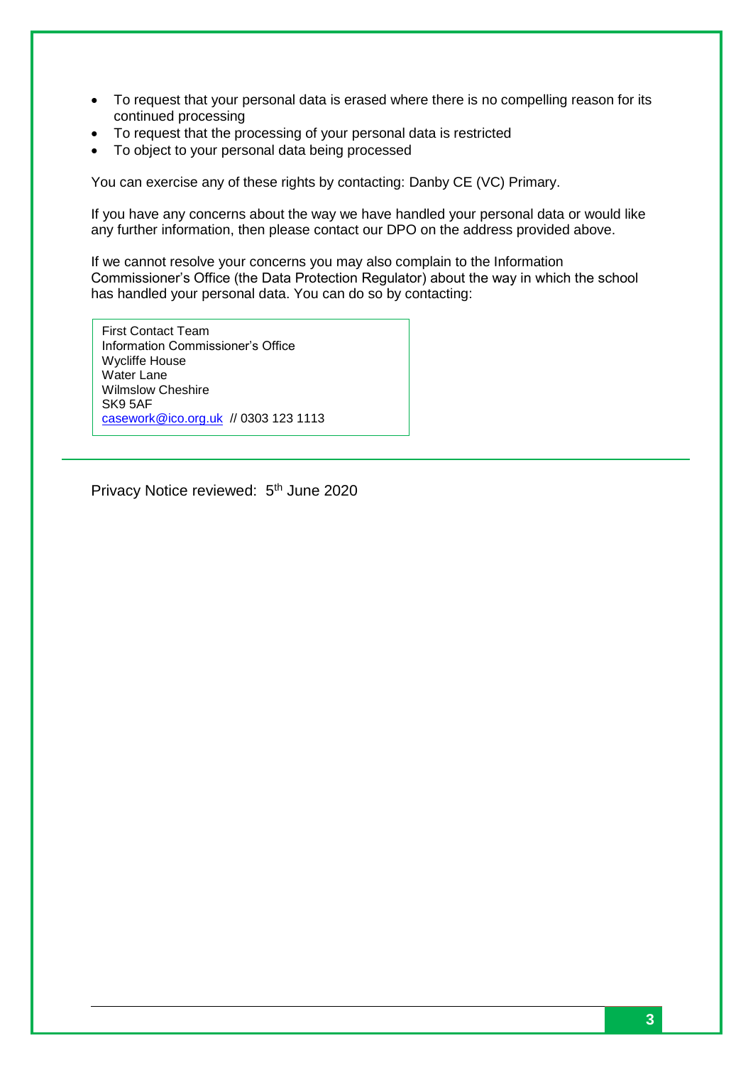- To request that your personal data is erased where there is no compelling reason for its continued processing
- To request that the processing of your personal data is restricted
- To object to your personal data being processed

You can exercise any of these rights by contacting: Danby CE (VC) Primary.

If you have any concerns about the way we have handled your personal data or would like any further information, then please contact our DPO on the address provided above.

If we cannot resolve your concerns you may also complain to the Information Commissioner's Office (the Data Protection Regulator) about the way in which the school has handled your personal data. You can do so by contacting:

First Contact Team
Information Commissioner's Office
Wycliffe House
Water Lane
Wilmslow Cheshire
SK9 5AF
casework@ico.org.uk // 0303 123 1113

---

Privacy Notice reviewed: 5th June 2020